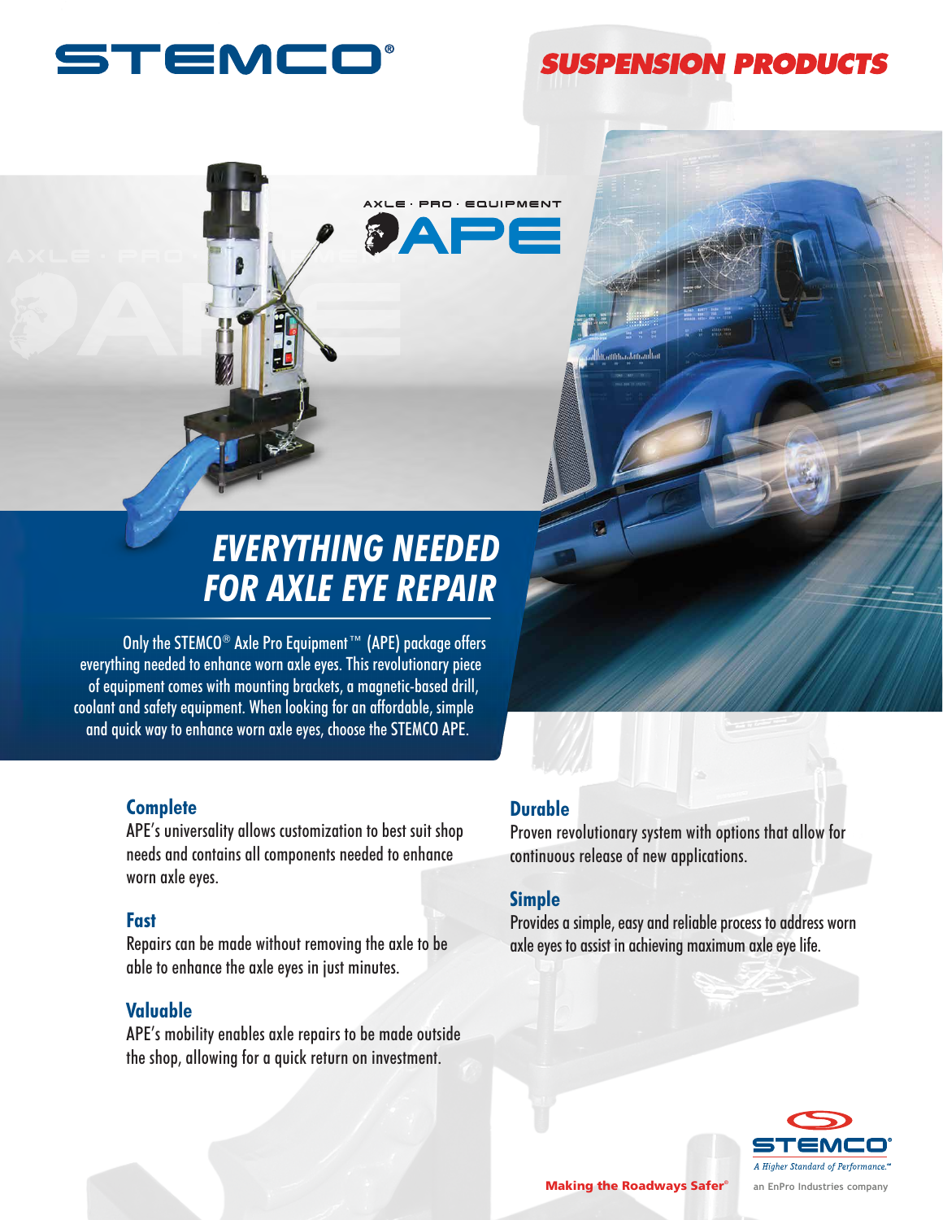STEMCO®

SUSPENSION PRODUCTS

AXLE · PRO · EQUIPMENT

APE

# EVERYTHING NEEDED FOR AXLE EYE REPAIR

Only the STEMCO® Axle Pro Equipment™ (APE) package offers everything needed to enhance worn axle eyes. This revolutionary piece of equipment comes with mounting brackets, a magnetic-based drill, coolant and safety equipment. When looking for an affordable, simple and quick way to enhance worn axle eyes, choose the STEMCO APE.

### Complete

APE's universality allows customization to best suit shop needs and contains all components needed to enhance worn axle eyes.

### Fast

Repairs can be made without removing the axle to be able to enhance the axle eyes in just minutes.

### Valuable

APE's mobility enables axle repairs to be made outside the shop, allowing for a quick return on investment.

### Durable

Proven revolutionary system with options that allow for continuous release of new applications.

### Simple

Provides a simple, easy and reliable process to address worn axle eyes to assist in achieving maximum axle eye life.

**Making the Roadways Safer®**

STEMCO® *A Higher Standard of Performance.℠*

an EnPro Industries company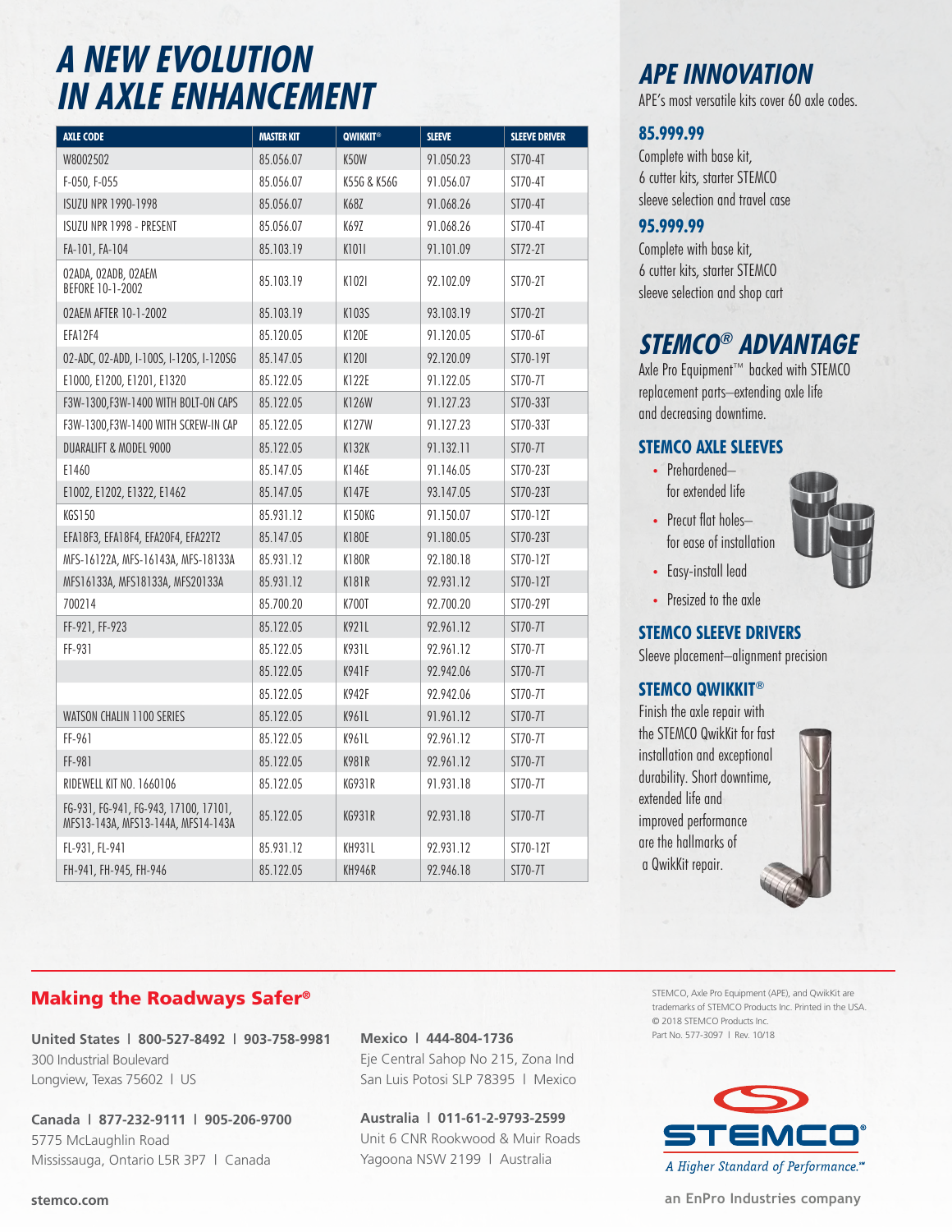# A NEW EVOLUTION IN AXLE ENHANCEMENT

| AXLE CODE | MASTER KIT | QWIKKIT® | SLEEVE | SLEEVE DRIVER |
|---|---|---|---|---|
| W8002502 | 85.056.07 | K50W | 91.050.23 | ST70-4T |
| F-050, F-055 | 85.056.07 | K55G & K56G | 91.056.07 | ST70-4T |
| ISUZU NPR 1990-1998 | 85.056.07 | K68Z | 91.068.26 | ST70-4T |
| ISUZU NPR 1998 - PRESENT | 85.056.07 | K69Z | 91.068.26 | ST70-4T |
| FA-101, FA-104 | 85.103.19 | K101I | 91.101.09 | ST72-2T |
| 02ADA, 02ADB, 02AEM BEFORE 10-1-2002 | 85.103.19 | K102I | 92.102.09 | ST70-2T |
| 02AEM AFTER 10-1-2002 | 85.103.19 | K103S | 93.103.19 | ST70-2T |
| EFA12F4 | 85.120.05 | K120E | 91.120.05 | ST70-6T |
| 02-ADC, 02-ADD, I-100S, I-120S, I-120SG | 85.147.05 | K120I | 92.120.09 | ST70-19T |
| E1000, E1200, E1201, E1320 | 85.122.05 | K122E | 91.122.05 | ST70-7T |
| F3W-1300,F3W-1400 WITH BOLT-ON CAPS | 85.122.05 | K126W | 91.127.23 | ST70-33T |
| F3W-1300,F3W-1400 WITH SCREW-IN CAP | 85.122.05 | K127W | 91.127.23 | ST70-33T |
| DUARALIFT & MODEL 9000 | 85.122.05 | K132K | 91.132.11 | ST70-7T |
| E1460 | 85.147.05 | K146E | 91.146.05 | ST70-23T |
| E1002, E1202, E1322, E1462 | 85.147.05 | K147E | 93.147.05 | ST70-23T |
| KGS150 | 85.931.12 | K150KG | 91.150.07 | ST70-12T |
| EFA18F3, EFA18F4, EFA20F4, EFA22T2 | 85.147.05 | K180E | 91.180.05 | ST70-23T |
| MFS-16122A, MFS-16143A, MFS-18133A | 85.931.12 | K180R | 92.180.18 | ST70-12T |
| MFS16133A, MFS18133A, MFS20133A | 85.931.12 | K181R | 92.931.12 | ST70-12T |
| 700214 | 85.700.20 | K700T | 92.700.20 | ST70-29T |
| FF-921, FF-923 | 85.122.05 | K921L | 92.961.12 | ST70-7T |
| FF-931 | 85.122.05 | K931L | 92.961.12 | ST70-7T |
| | 85.122.05 | K941F | 92.942.06 | ST70-7T |
| | 85.122.05 | K942F | 92.942.06 | ST70-7T |
| WATSON CHALIN 1100 SERIES | 85.122.05 | K961L | 91.961.12 | ST70-7T |
| FF-961 | 85.122.05 | K961L | 92.961.12 | ST70-7T |
| FF-981 | 85.122.05 | K981R | 92.961.12 | ST70-7T |
| RIDEWELL KIT NO. 1660106 | 85.122.05 | KG931R | 91.931.18 | ST70-7T |
| FG-931, FG-941, FG-943, 17100, 17101, MFS13-143A, MFS13-144A, MFS14-143A | 85.122.05 | KG931R | 92.931.18 | ST70-7T |
| FL-931, FL-941 | 85.931.12 | KH931L | 92.931.12 | ST70-12T |
| FH-941, FH-945, FH-946 | 85.122.05 | KH946R | 92.946.18 | ST70-7T |

## APE INNOVATION

APE's most versatile kits cover 60 axle codes.

### 85.999.99

Complete with base kit, 6 cutter kits, starter STEMCO sleeve selection and travel case

### 95.999.99

Complete with base kit, 6 cutter kits, starter STEMCO sleeve selection and shop cart

## STEMCO® ADVANTAGE

Axle Pro Equipment™ backed with STEMCO replacement parts—extending axle life and decreasing downtime.

### STEMCO AXLE SLEEVES

- Prehardened– for extended life
- Precut flat holes– for ease of installation
- Easy-install lead
- Presized to the axle

### STEMCO SLEEVE DRIVERS

Sleeve placement–alignment precision

### STEMCO QWIKKIT®

Finish the axle repair with the STEMCO QwikKit for fast installation and exceptional durability. Short downtime, extended life and improved performance are the hallmarks of a QwikKit repair.

**Making the Roadways Safer®**

**United States | 800-527-8492 | 903-758-9981**
300 Industrial Boulevard
Longview, Texas 75602 | US

**Canada | 877-232-9111 | 905-206-9700**
5775 McLaughlin Road
Mississauga, Ontario L5R 3P7 | Canada

**Mexico | 444-804-1736**
Eje Central Sahop No 215, Zona Ind
San Luis Potosi SLP 78395 | Mexico

**Australia | 011-61-2-9793-2599**
Unit 6 CNR Rookwood & Muir Roads
Yagoona NSW 2199 | Australia

STEMCO, Axle Pro Equipment (APE), and QwikKit are trademarks of STEMCO Products Inc. Printed in the USA.
© 2018 STEMCO Products Inc.
Part No. 577-3097 | Rev. 10/18

STEMCO®
*A Higher Standard of Performance.™*

**stemco.com**

**an EnPro Industries company**